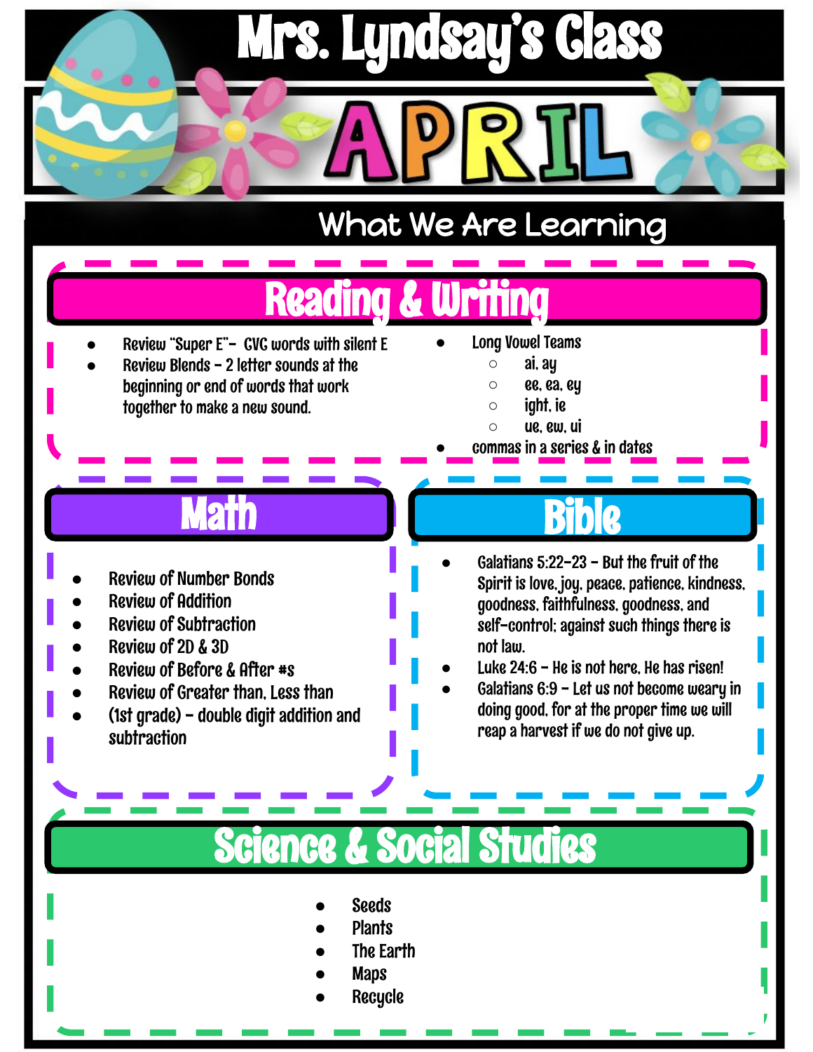# Mrs. Lyndsay's Class

# APRIL

## What We Are Learning

### Reading & Writing

- Review "Super E"- CVC words with silent E
- Review Blends – 2 letter sounds at the beginning or end of words that work together to make a new sound.
- Long Vowel Teams
  - ai, ay
  - ee, ea, ey
  - ight, ie
  - ue, ew, ui
- commas in a series & in dates

### Math

- Review of Number Bonds
- Review of Addition
- Review of Subtraction
- Review of 2D & 3D
- Review of Before & After #s
- Review of Greater than, Less than
- (1st grade) – double digit addition and subtraction

### Bible

- Galatians 5:22-23 – But the fruit of the Spirit is love, joy, peace, patience, kindness, goodness, faithfulness, goodness, and self-control; against such things there is not law.
- Luke 24:6 – He is not here, He has risen!
- Galatians 6:9 – Let us not become weary in doing good, for at the proper time we will reap a harvest if we do not give up.

### Science & Social Studies

- Seeds
- Plants
- The Earth
- Maps
- Recycle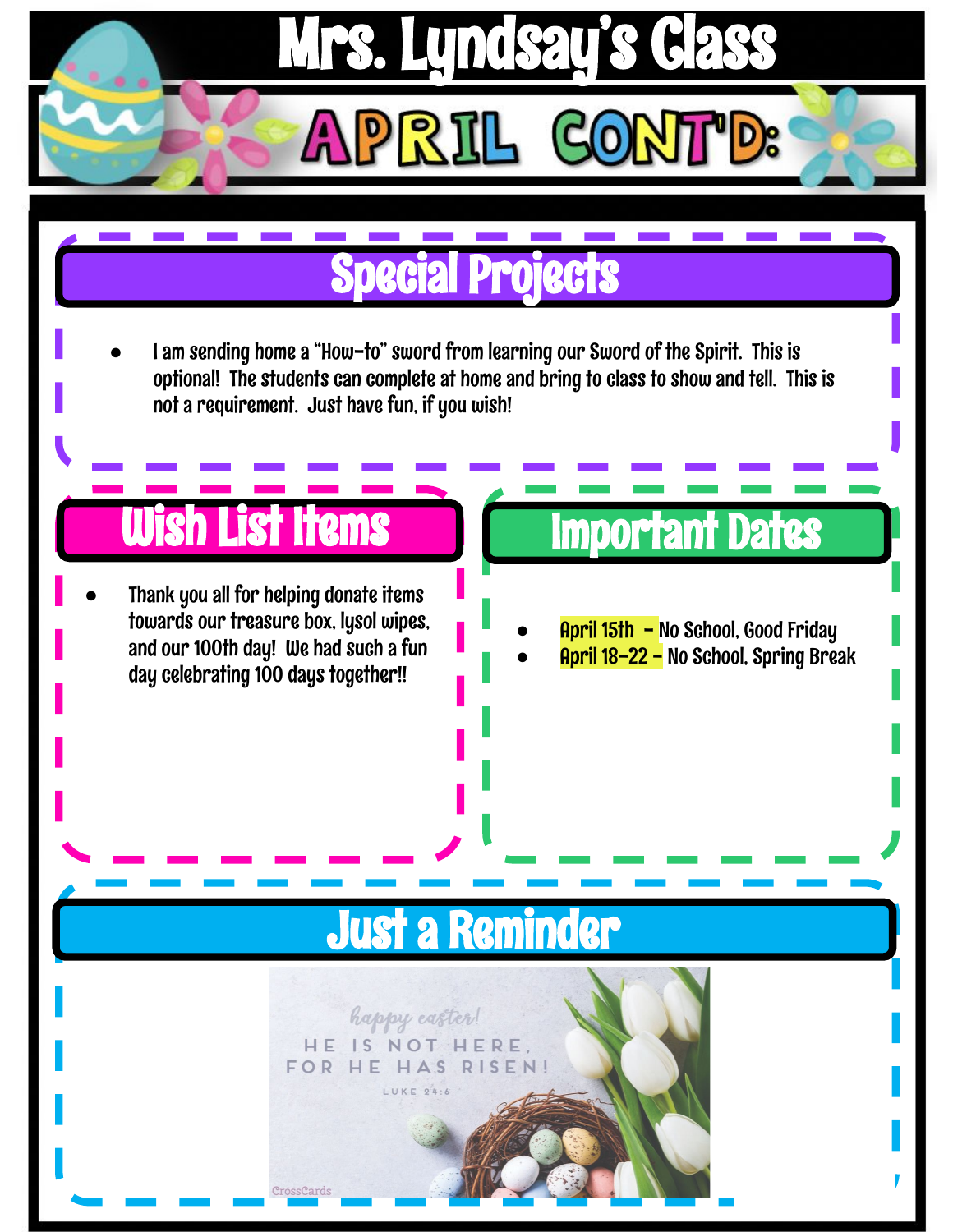# Mrs. Lyndsay's Class

## APRIL CONT'D:

## Special Projects

- I am sending home a "How-to" sword from learning our Sword of the Spirit. This is optional! The students can complete at home and bring to class to show and tell. This is not a requirement. Just have fun, if you wish!

## Wish List Items

- Thank you all for helping donate items towards our treasure box, lysol wipes, and our 100th day! We had such a fun day celebrating 100 days together!!

## Important Dates

- April 15th – No School, Good Friday
- April 18-22 – No School, Spring Break

## Just a Reminder

happy easter!

HE IS NOT HERE, FOR HE HAS RISEN!

LUKE 24:6

CrossCards